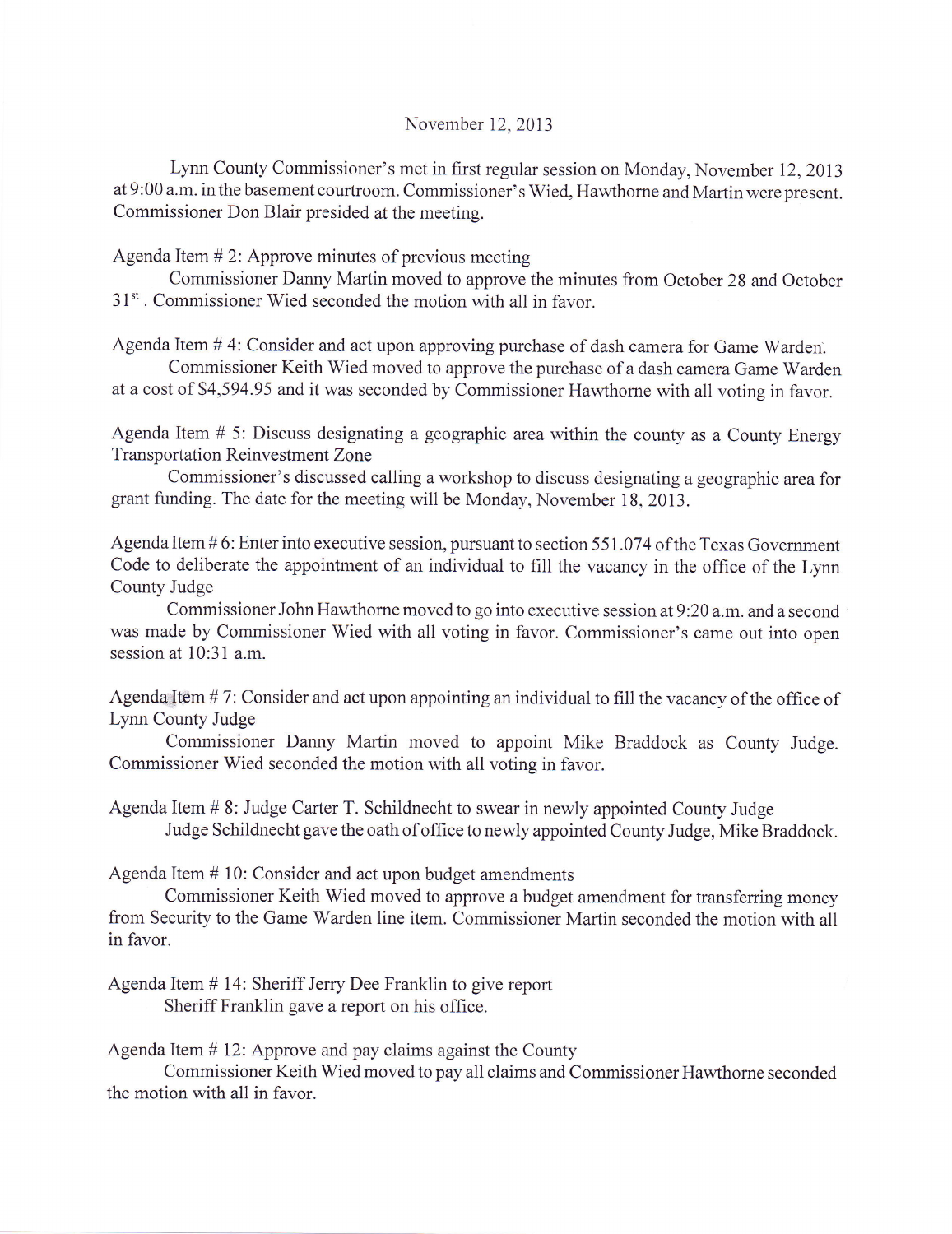November 12, 2013

Lynn County Commissioner's met in first regular session on Monday, November 12, 2013 at 9:00 a.m. in the basement courtroom. Commissioner's Wied, Hawthorne and Martin were present. Commissioner Don Blair presided at the meeting.

Agenda Item # 2: Approve minutes of previous meeting

Commissioner Danny Martin moved to approve the minutes from October 28 and October 31st. Commissioner Wied seconded the motion with all in favor.

Agenda Item # 4: Consider and act upon approving purchase of dash camera for Game Warden.

Commissioner Keith Wied moved to approve the purchase of a dash camera Game Warden at a cost of $4,594.95 and it was seconded by Commissioner Hawthorne with all voting in favor.

Agenda Item # 5: Discuss designating a geographic area within the county as a County Energy Transportation Reinvestment Zone

Commissioner's discussed calling a workshop to discuss designating a geographic area for grant funding. The date for the meeting will be Monday, November 18, 2013.

Agenda Item # 6: Enter into executive session, pursuant to section 551.074 of the Texas Government Code to deliberate the appointment of an individual to fill the vacancy in the office of the Lynn County Judge

Commissioner John Hawthorne moved to go into executive session at 9:20 a.m. and a second was made by Commissioner Wied with all voting in favor. Commissioner's came out into open session at 10:31 a.m.

Agenda Item # 7: Consider and act upon appointing an individual to fill the vacancy of the office of Lynn County Judge

Commissioner Danny Martin moved to appoint Mike Braddock as County Judge. Commissioner Wied seconded the motion with all voting in favor.

Agenda Item # 8: Judge Carter T. Schildnecht to swear in newly appointed County Judge

Judge Schildnecht gave the oath of office to newly appointed County Judge, Mike Braddock.

Agenda Item # 10: Consider and act upon budget amendments

Commissioner Keith Wied moved to approve a budget amendment for transferring money from Security to the Game Warden line item. Commissioner Martin seconded the motion with all in favor.

Agenda Item # 14: Sheriff Jerry Dee Franklin to give report

Sheriff Franklin gave a report on his office.

Agenda Item # 12: Approve and pay claims against the County

Commissioner Keith Wied moved to pay all claims and Commissioner Hawthorne seconded the motion with all in favor.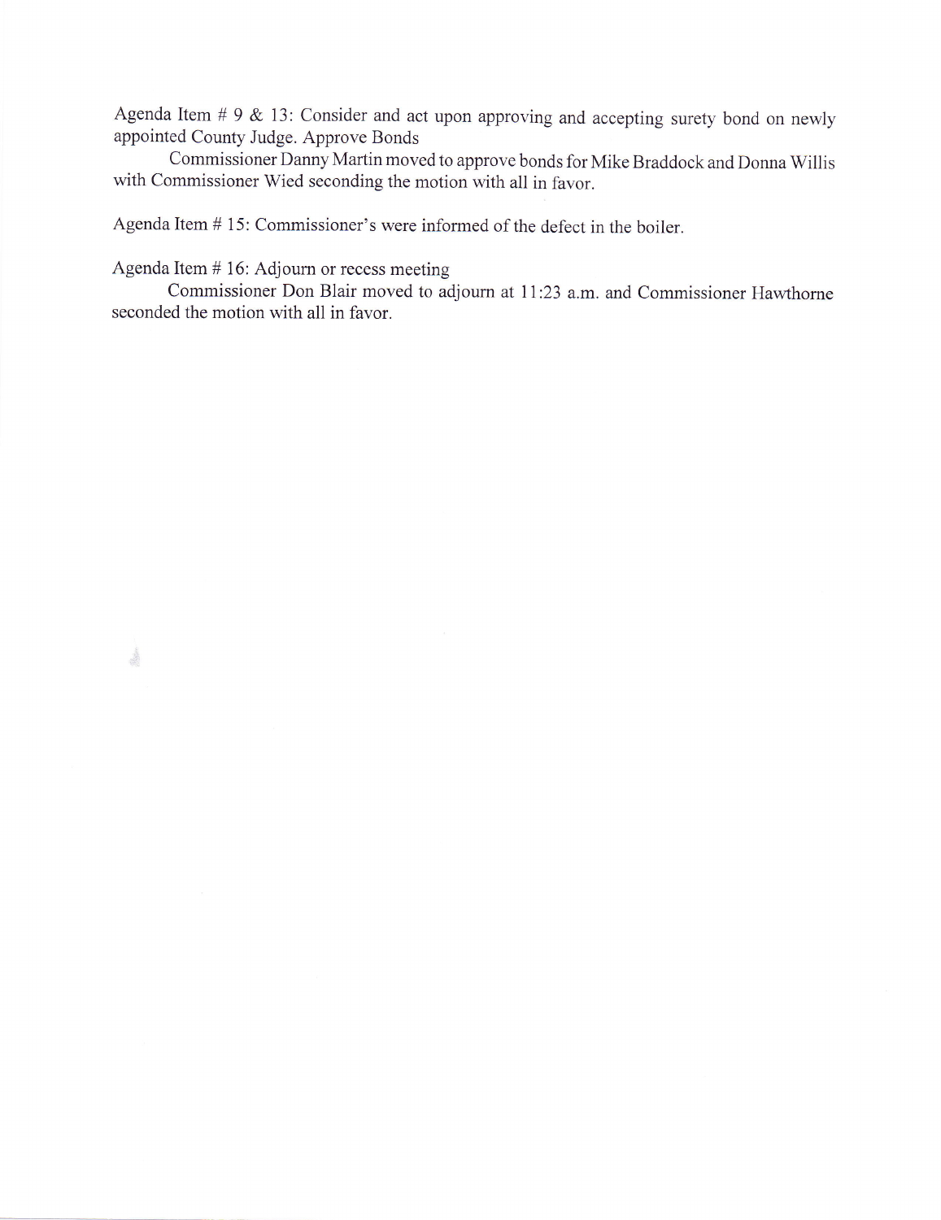Agenda Item # 9 & 13: Consider and act upon approving and accepting surety bond on newly appointed County Judge. Approve Bonds

Commissioner Danny Martin moved to approve bonds for Mike Braddock and Donna Willis with Commissioner Wied seconding the motion with all in favor.

Agenda Item # 15: Commissioner's were informed of the defect in the boiler.

Agenda Item # 16: Adjourn or recess meeting

Commissioner Don Blair moved to adjourn at 11:23 a.m. and Commissioner Hawthorne seconded the motion with all in favor.